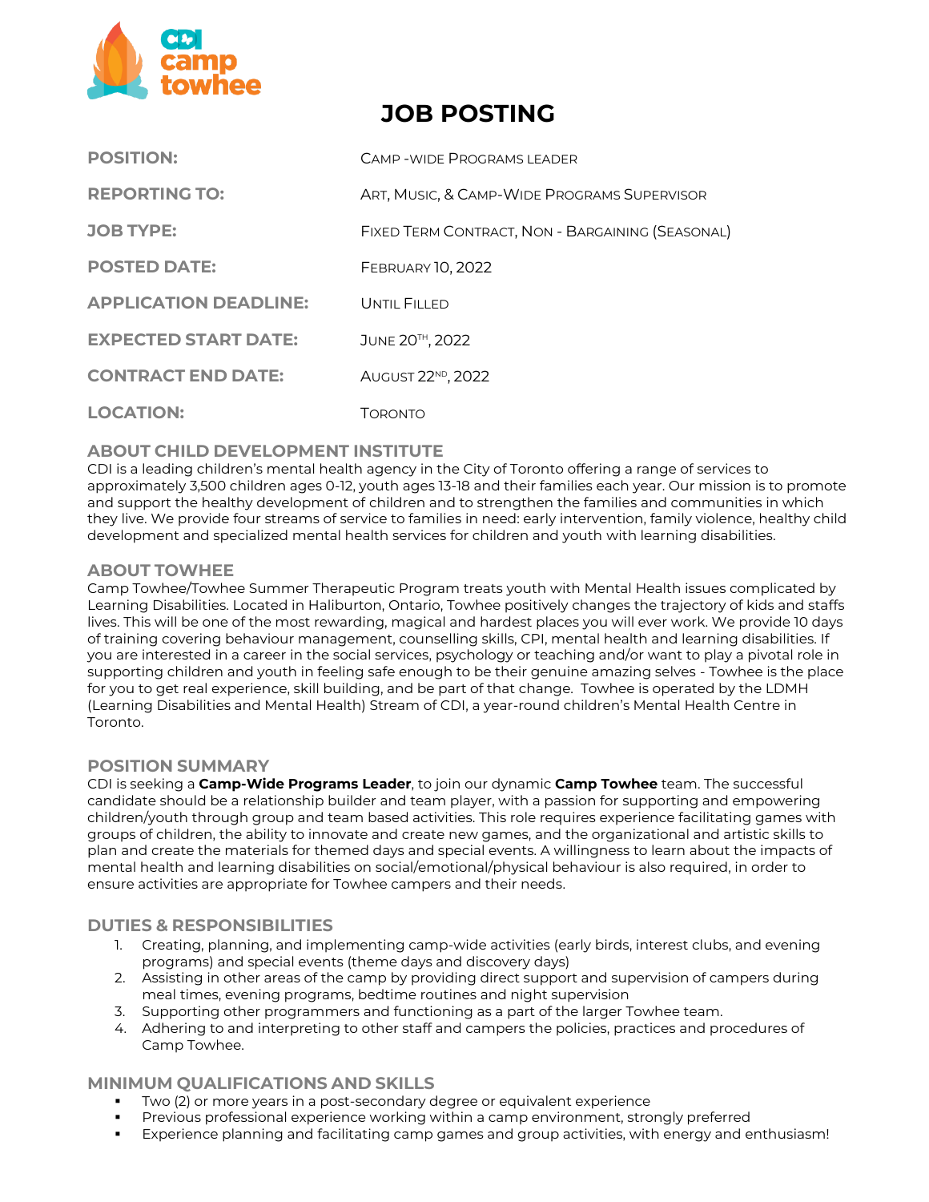# JOB POSTING

| | |
|---|---|
| **POSITION:** | Camp -wide Programs Leader |
| **REPORTING TO:** | Art, Music, & Camp-Wide Programs Supervisor |
| **JOB TYPE:** | Fixed Term Contract, Non - Bargaining (Seasonal) |
| **POSTED DATE:** | February 10, 2022 |
| **APPLICATION DEADLINE:** | Until Filled |
| **EXPECTED START DATE:** | June 20th, 2022 |
| **CONTRACT END DATE:** | August 22nd, 2022 |
| **LOCATION:** | Toronto |

## ABOUT CHILD DEVELOPMENT INSTITUTE

CDI is a leading children's mental health agency in the City of Toronto offering a range of services to approximately 3,500 children ages 0-12, youth ages 13-18 and their families each year. Our mission is to promote and support the healthy development of children and to strengthen the families and communities in which they live. We provide four streams of service to families in need: early intervention, family violence, healthy child development and specialized mental health services for children and youth with learning disabilities.

## ABOUT TOWHEE

Camp Towhee/Towhee Summer Therapeutic Program treats youth with Mental Health issues complicated by Learning Disabilities. Located in Haliburton, Ontario, Towhee positively changes the trajectory of kids and staffs lives. This will be one of the most rewarding, magical and hardest places you will ever work. We provide 10 days of training covering behaviour management, counselling skills, CPI, mental health and learning disabilities. If you are interested in a career in the social services, psychology or teaching and/or want to play a pivotal role in supporting children and youth in feeling safe enough to be their genuine amazing selves - Towhee is the place for you to get real experience, skill building, and be part of that change. Towhee is operated by the LDMH (Learning Disabilities and Mental Health) Stream of CDI, a year-round children's Mental Health Centre in Toronto.

## POSITION SUMMARY

CDI is seeking a **Camp-Wide Programs Leader**, to join our dynamic **Camp Towhee** team. The successful candidate should be a relationship builder and team player, with a passion for supporting and empowering children/youth through group and team based activities. This role requires experience facilitating games with groups of children, the ability to innovate and create new games, and the organizational and artistic skills to plan and create the materials for themed days and special events. A willingness to learn about the impacts of mental health and learning disabilities on social/emotional/physical behaviour is also required, in order to ensure activities are appropriate for Towhee campers and their needs.

## DUTIES & RESPONSIBILITIES

1. Creating, planning, and implementing camp-wide activities (early birds, interest clubs, and evening programs) and special events (theme days and discovery days)
2. Assisting in other areas of the camp by providing direct support and supervision of campers during meal times, evening programs, bedtime routines and night supervision
3. Supporting other programmers and functioning as a part of the larger Towhee team.
4. Adhering to and interpreting to other staff and campers the policies, practices and procedures of Camp Towhee.

## MINIMUM QUALIFICATIONS AND SKILLS

- Two (2) or more years in a post-secondary degree or equivalent experience
- Previous professional experience working within a camp environment, strongly preferred
- Experience planning and facilitating camp games and group activities, with energy and enthusiasm!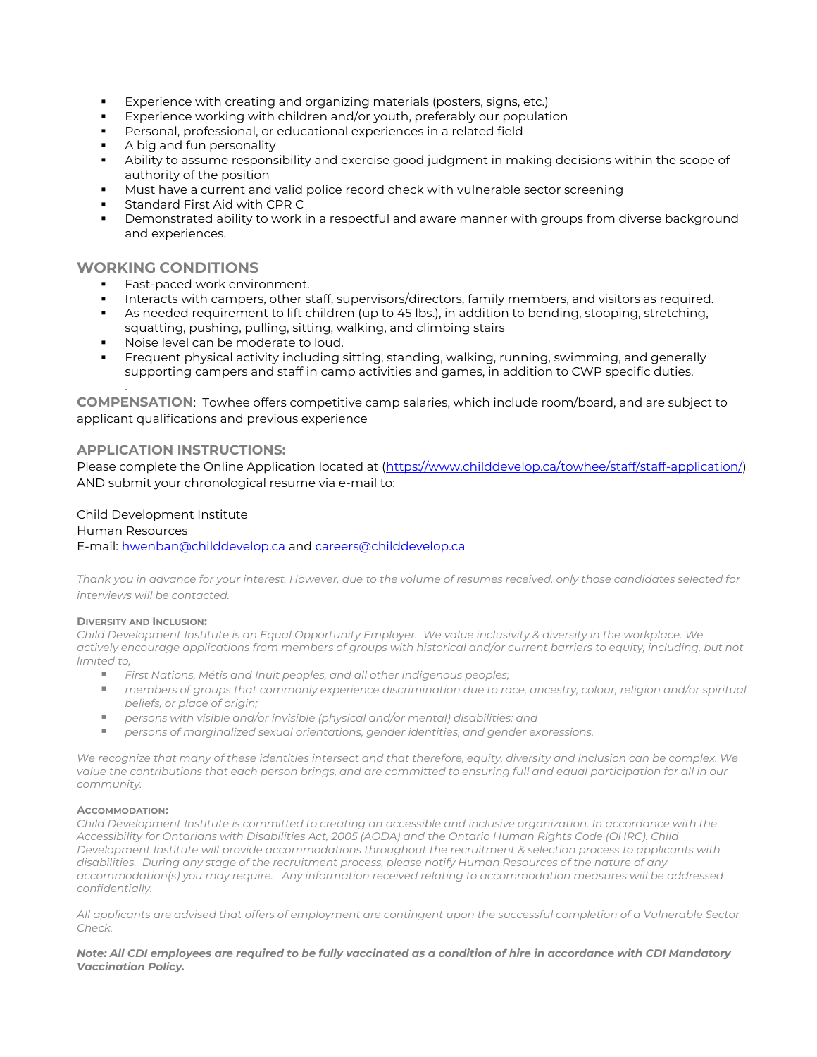- Experience with creating and organizing materials (posters, signs, etc.)
- Experience working with children and/or youth, preferably our population
- Personal, professional, or educational experiences in a related field
- A big and fun personality
- Ability to assume responsibility and exercise good judgment in making decisions within the scope of authority of the position
- Must have a current and valid police record check with vulnerable sector screening
- Standard First Aid with CPR C
- Demonstrated ability to work in a respectful and aware manner with groups from diverse background and experiences.

## WORKING CONDITIONS

- Fast-paced work environment.
- Interacts with campers, other staff, supervisors/directors, family members, and visitors as required.
- As needed requirement to lift children (up to 45 lbs.), in addition to bending, stooping, stretching, squatting, pushing, pulling, sitting, walking, and climbing stairs
- Noise level can be moderate to loud.
- Frequent physical activity including sitting, standing, walking, running, swimming, and generally supporting campers and staff in camp activities and games, in addition to CWP specific duties.

.

**COMPENSATION**: Towhee offers competitive camp salaries, which include room/board, and are subject to applicant qualifications and previous experience

## APPLICATION INSTRUCTIONS:

Please complete the Online Application located at (https://www.childdevelop.ca/towhee/staff/staff-application/) AND submit your chronological resume via e-mail to:

Child Development Institute
Human Resources
E-mail: hwenban@childdevelop.ca and careers@childdevelop.ca

*Thank you in advance for your interest. However, due to the volume of resumes received, only those candidates selected for interviews will be contacted.*

**DIVERSITY AND INCLUSION:**

*Child Development Institute is an Equal Opportunity Employer. We value inclusivity & diversity in the workplace. We actively encourage applications from members of groups with historical and/or current barriers to equity, including, but not limited to,*

- *First Nations, Métis and Inuit peoples, and all other Indigenous peoples;*
- *members of groups that commonly experience discrimination due to race, ancestry, colour, religion and/or spiritual beliefs, or place of origin;*
- *persons with visible and/or invisible (physical and/or mental) disabilities; and*
- *persons of marginalized sexual orientations, gender identities, and gender expressions.*

*We recognize that many of these identities intersect and that therefore, equity, diversity and inclusion can be complex. We value the contributions that each person brings, and are committed to ensuring full and equal participation for all in our community.*

**ACCOMMODATION:**

*Child Development Institute is committed to creating an accessible and inclusive organization. In accordance with the Accessibility for Ontarians with Disabilities Act, 2005 (AODA) and the Ontario Human Rights Code (OHRC). Child Development Institute will provide accommodations throughout the recruitment & selection process to applicants with disabilities. During any stage of the recruitment process, please notify Human Resources of the nature of any accommodation(s) you may require. Any information received relating to accommodation measures will be addressed confidentially.*

*All applicants are advised that offers of employment are contingent upon the successful completion of a Vulnerable Sector Check.*

***Note: All CDI employees are required to be fully vaccinated as a condition of hire in accordance with CDI Mandatory Vaccination Policy.***